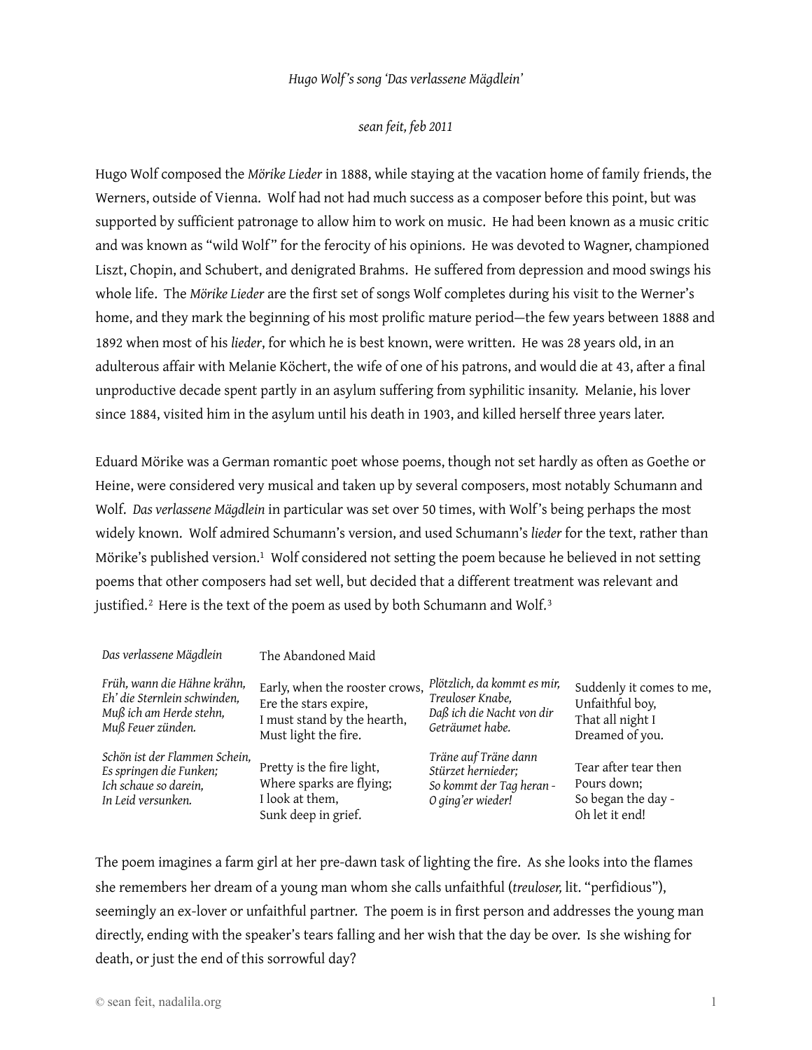*Hugo Wolf's song 'Das verlassene Mägdlein'*

*sean feit, feb 2011*

Hugo Wolf composed the *Mörike Lieder* in 1888, while staying at the vacation home of family friends, the Werners, outside of Vienna. Wolf had not had much success as a composer before this point, but was supported by sufficient patronage to allow him to work on music. He had been known as a music critic and was known as "wild Wolf" for the ferocity of his opinions. He was devoted to Wagner, championed Liszt, Chopin, and Schubert, and denigrated Brahms. He suffered from depression and mood swings his whole life. The *Mörike Lieder* are the first set of songs Wolf completes during his visit to the Werner's home, and they mark the beginning of his most prolific mature period—the few years between 1888 and 1892 when most of his *lieder*, for which he is best known, were written. He was 28 years old, in an adulterous affair with Melanie Köchert, the wife of one of his patrons, and would die at 43, after a final unproductive decade spent partly in an asylum suffering from syphilitic insanity. Melanie, his lover since 1884, visited him in the asylum until his death in 1903, and killed herself three years later.

Eduard Mörike was a German romantic poet whose poems, though not set hardly as often as Goethe or Heine, were considered very musical and taken up by several composers, most notably Schumann and Wolf. *Das verlassene Mägdlein* in particular was set over 50 times, with Wolf's being perhaps the most widely known. Wolf admired Schumann's version, and used Schumann's *lieder* for the text, rather than Mörike's published version.[1] Wolf considered not setting the poem because he believed in not setting poems that other composers had set well, but decided that a different treatment was relevant and justified.[2] Here is the text of the poem as used by both Schumann and Wolf.[3]

*Das verlassene Mägdlein*

The Abandoned Maid

*Früh, wann die Hähne krähn,*
*Eh' die Sternlein schwinden,*
*Muß ich am Herde stehn,*
*Muß Feuer zünden.*

Early, when the rooster crows,
Ere the stars expire,
I must stand by the hearth,
Must light the fire.

*Schön ist der Flammen Schein,*
*Es springen die Funken;*
*Ich schaue so darein,*
*In Leid versunken.*

Pretty is the fire light,
Where sparks are flying;
I look at them,
Sunk deep in grief.

*Plötzlich, da kommt es mir,*
*Treuloser Knabe,*
*Daß ich die Nacht von dir*
*Geträumet habe.*

Suddenly it comes to me,
Unfaithful boy,
That all night I
Dreamed of you.

*Träne auf Träne dann*
*Stürzet hernieder;*
*So kommt der Tag heran -*
*O ging'er wieder!*

Tear after tear then
Pours down;
So began the day -
Oh let it end!

The poem imagines a farm girl at her pre-dawn task of lighting the fire. As she looks into the flames she remembers her dream of a young man whom she calls unfaithful (*treuloser,* lit. "perfidious"), seemingly an ex-lover or unfaithful partner. The poem is in first person and addresses the young man directly, ending with the speaker's tears falling and her wish that the day be over. Is she wishing for death, or just the end of this sorrowful day?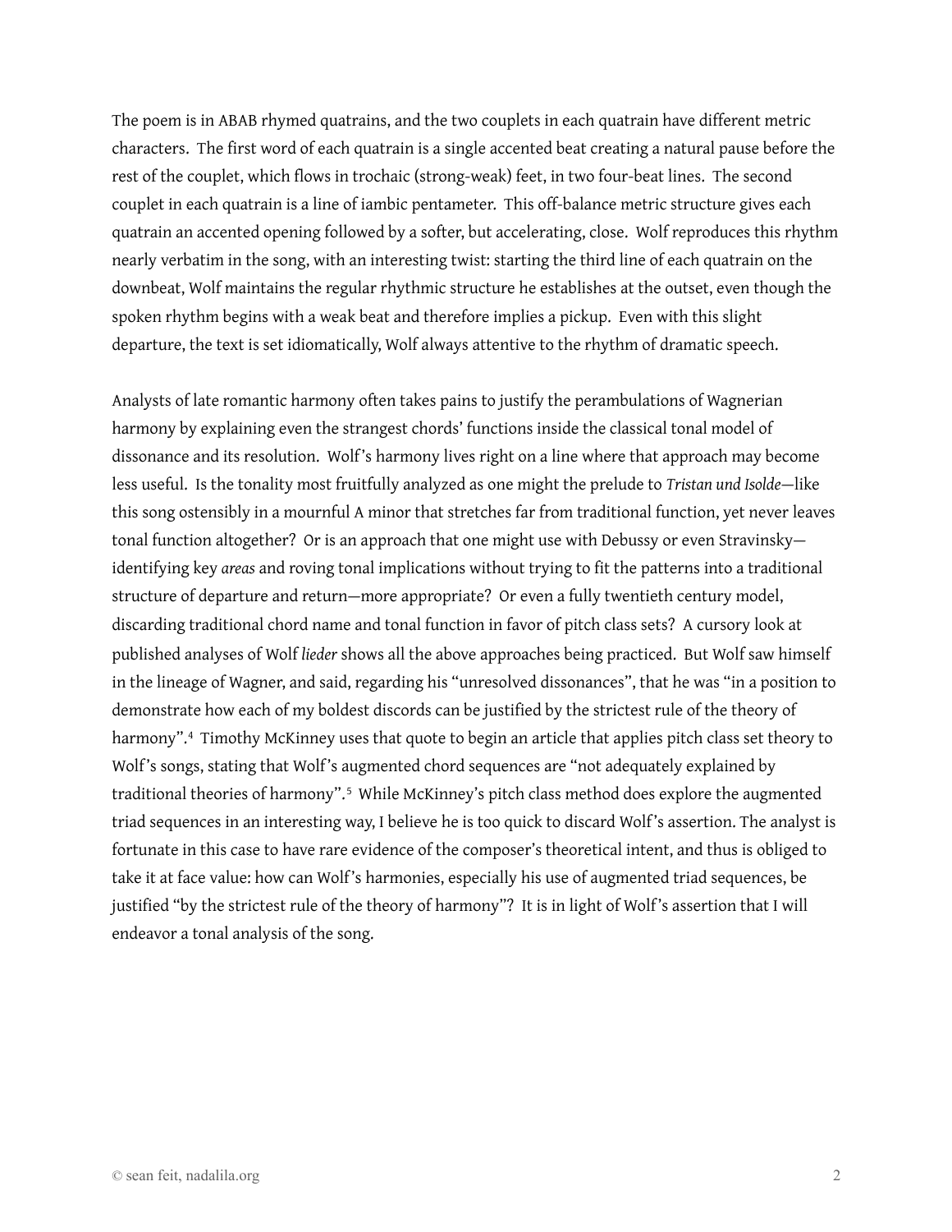The poem is in ABAB rhymed quatrains, and the two couplets in each quatrain have different metric characters. The first word of each quatrain is a single accented beat creating a natural pause before the rest of the couplet, which flows in trochaic (strong-weak) feet, in two four-beat lines. The second couplet in each quatrain is a line of iambic pentameter. This off-balance metric structure gives each quatrain an accented opening followed by a softer, but accelerating, close. Wolf reproduces this rhythm nearly verbatim in the song, with an interesting twist: starting the third line of each quatrain on the downbeat, Wolf maintains the regular rhythmic structure he establishes at the outset, even though the spoken rhythm begins with a weak beat and therefore implies a pickup. Even with this slight departure, the text is set idiomatically, Wolf always attentive to the rhythm of dramatic speech.

Analysts of late romantic harmony often takes pains to justify the perambulations of Wagnerian harmony by explaining even the strangest chords' functions inside the classical tonal model of dissonance and its resolution. Wolf's harmony lives right on a line where that approach may become less useful. Is the tonality most fruitfully analyzed as one might the prelude to *Tristan und Isolde*—like this song ostensibly in a mournful A minor that stretches far from traditional function, yet never leaves tonal function altogether? Or is an approach that one might use with Debussy or even Stravinsky—identifying key *areas* and roving tonal implications without trying to fit the patterns into a traditional structure of departure and return—more appropriate? Or even a fully twentieth century model, discarding traditional chord name and tonal function in favor of pitch class sets? A cursory look at published analyses of Wolf *lieder* shows all the above approaches being practiced. But Wolf saw himself in the lineage of Wagner, and said, regarding his "unresolved dissonances", that he was "in a position to demonstrate how each of my boldest discords can be justified by the strictest rule of the theory of harmony".[4] Timothy McKinney uses that quote to begin an article that applies pitch class set theory to Wolf's songs, stating that Wolf's augmented chord sequences are "not adequately explained by traditional theories of harmony".[5] While McKinney's pitch class method does explore the augmented triad sequences in an interesting way, I believe he is too quick to discard Wolf's assertion. The analyst is fortunate in this case to have rare evidence of the composer's theoretical intent, and thus is obliged to take it at face value: how can Wolf's harmonies, especially his use of augmented triad sequences, be justified "by the strictest rule of the theory of harmony"? It is in light of Wolf's assertion that I will endeavor a tonal analysis of the song.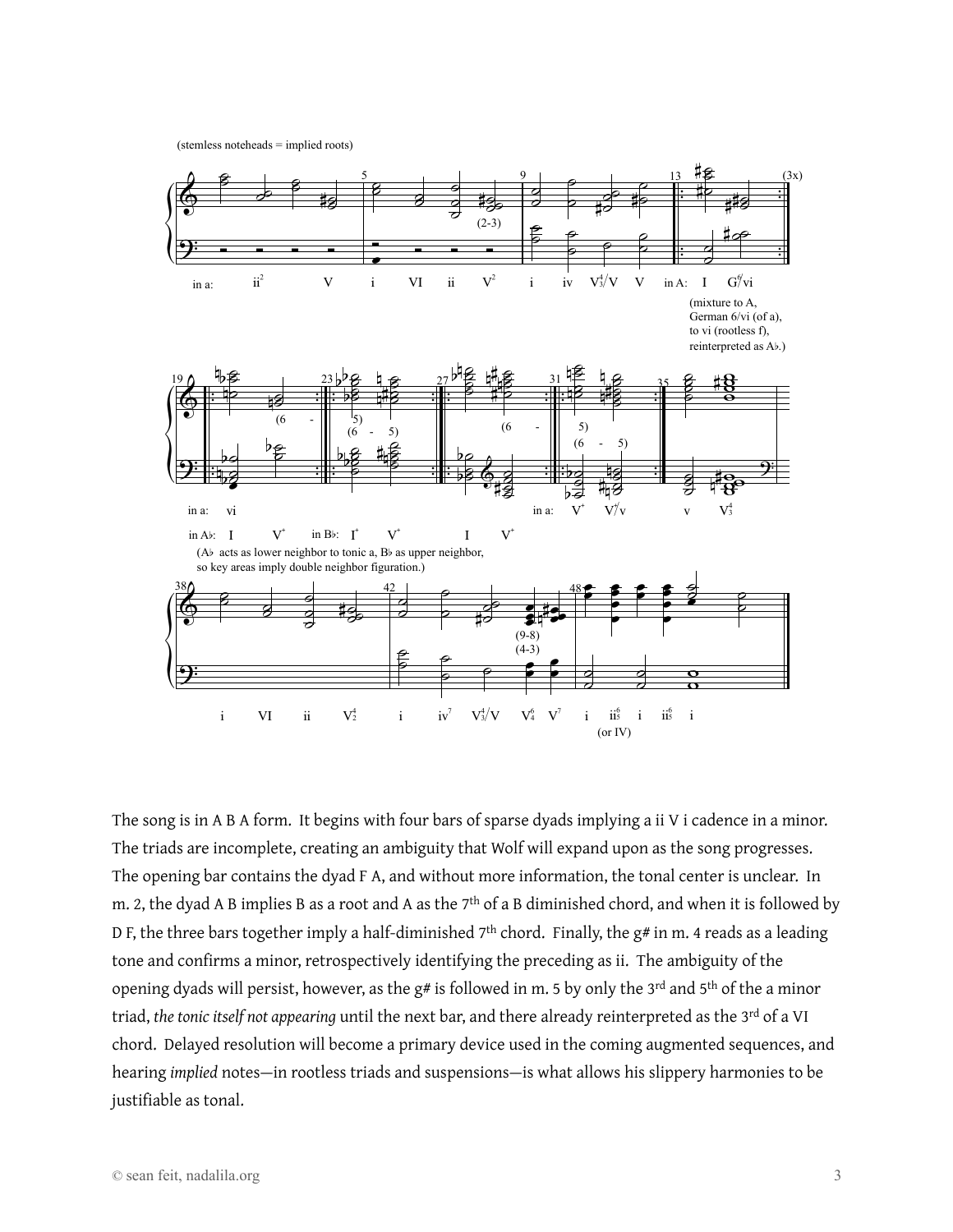The song is in A B A form. It begins with four bars of sparse dyads implying a ii V i cadence in a minor. The triads are incomplete, creating an ambiguity that Wolf will expand upon as the song progresses. The opening bar contains the dyad F A, and without more information, the tonal center is unclear. In m. 2, the dyad A B implies B as a root and A as the 7th of a B diminished chord, and when it is followed by D F, the three bars together imply a half-diminished 7th chord. Finally, the g# in m. 4 reads as a leading tone and confirms a minor, retrospectively identifying the preceding as ii. The ambiguity of the opening dyads will persist, however, as the g# is followed in m. 5 by only the 3rd and 5th of the a minor triad, *the tonic itself not appearing* until the next bar, and there already reinterpreted as the 3rd of a VI chord. Delayed resolution will become a primary device used in the coming augmented sequences, and hearing *implied* notes—in rootless triads and suspensions—is what allows his slippery harmonies to be justifiable as tonal.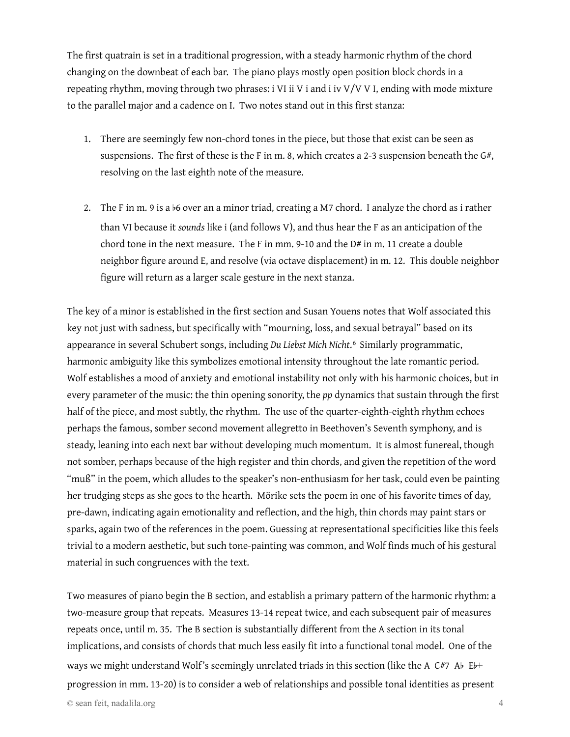The first quatrain is set in a traditional progression, with a steady harmonic rhythm of the chord changing on the downbeat of each bar. The piano plays mostly open position block chords in a repeating rhythm, moving through two phrases: i VI ii V i and i iv V/V V I, ending with mode mixture to the parallel major and a cadence on I. Two notes stand out in this first stanza:

1. There are seemingly few non-chord tones in the piece, but those that exist can be seen as suspensions. The first of these is the F in m. 8, which creates a 2-3 suspension beneath the G#, resolving on the last eighth note of the measure.

2. The F in m. 9 is a ♭6 over an a minor triad, creating a M7 chord. I analyze the chord as i rather than VI because it *sounds* like i (and follows V), and thus hear the F as an anticipation of the chord tone in the next measure. The F in mm. 9-10 and the D# in m. 11 create a double neighbor figure around E, and resolve (via octave displacement) in m. 12. This double neighbor figure will return as a larger scale gesture in the next stanza.

The key of a minor is established in the first section and Susan Youens notes that Wolf associated this key not just with sadness, but specifically with "mourning, loss, and sexual betrayal" based on its appearance in several Schubert songs, including *Du Liebst Mich Nicht*.[6] Similarly programmatic, harmonic ambiguity like this symbolizes emotional intensity throughout the late romantic period. Wolf establishes a mood of anxiety and emotional instability not only with his harmonic choices, but in every parameter of the music: the thin opening sonority, the *pp* dynamics that sustain through the first half of the piece, and most subtly, the rhythm. The use of the quarter-eighth-eighth rhythm echoes perhaps the famous, somber second movement allegretto in Beethoven's Seventh symphony, and is steady, leaning into each next bar without developing much momentum. It is almost funereal, though not somber, perhaps because of the high register and thin chords, and given the repetition of the word "muß" in the poem, which alludes to the speaker's non-enthusiasm for her task, could even be painting her trudging steps as she goes to the hearth. Mörike sets the poem in one of his favorite times of day, pre-dawn, indicating again emotionality and reflection, and the high, thin chords may paint stars or sparks, again two of the references in the poem. Guessing at representational specificities like this feels trivial to a modern aesthetic, but such tone-painting was common, and Wolf finds much of his gestural material in such congruences with the text.

Two measures of piano begin the B section, and establish a primary pattern of the harmonic rhythm: a two-measure group that repeats. Measures 13-14 repeat twice, and each subsequent pair of measures repeats once, until m. 35. The B section is substantially different from the A section in its tonal implications, and consists of chords that much less easily fit into a functional tonal model. One of the ways we might understand Wolf's seemingly unrelated triads in this section (like the A C#7 A♭ E♭+ progression in mm. 13-20) is to consider a web of relationships and possible tonal identities as present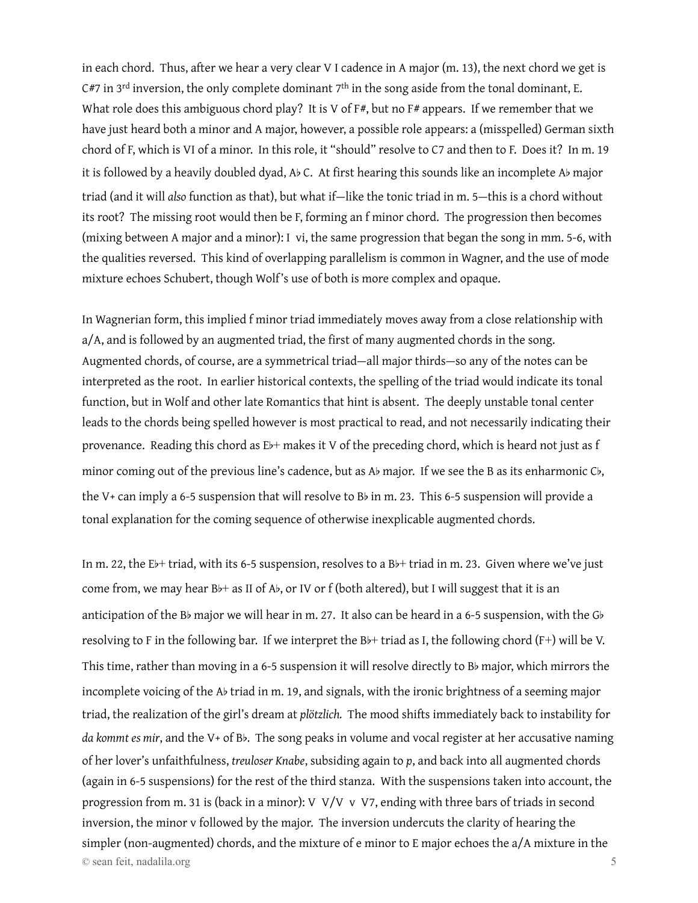in each chord. Thus, after we hear a very clear V I cadence in A major (m. 13), the next chord we get is C#7 in 3rd inversion, the only complete dominant 7th in the song aside from the tonal dominant, E. What role does this ambiguous chord play? It is V of F#, but no F# appears. If we remember that we have just heard both a minor and A major, however, a possible role appears: a (misspelled) German sixth chord of F, which is VI of a minor. In this role, it "should" resolve to C7 and then to F. Does it? In m. 19 it is followed by a heavily doubled dyad, A♭ C. At first hearing this sounds like an incomplete A♭ major triad (and it will *also* function as that), but what if—like the tonic triad in m. 5—this is a chord without its root? The missing root would then be F, forming an f minor chord. The progression then becomes (mixing between A major and a minor): I vi, the same progression that began the song in mm. 5-6, with the qualities reversed. This kind of overlapping parallelism is common in Wagner, and the use of mode mixture echoes Schubert, though Wolf's use of both is more complex and opaque.

In Wagnerian form, this implied f minor triad immediately moves away from a close relationship with a/A, and is followed by an augmented triad, the first of many augmented chords in the song. Augmented chords, of course, are a symmetrical triad—all major thirds—so any of the notes can be interpreted as the root. In earlier historical contexts, the spelling of the triad would indicate its tonal function, but in Wolf and other late Romantics that hint is absent. The deeply unstable tonal center leads to the chords being spelled however is most practical to read, and not necessarily indicating their provenance. Reading this chord as E♭+ makes it V of the preceding chord, which is heard not just as f minor coming out of the previous line's cadence, but as A♭ major. If we see the B as its enharmonic C♭, the V+ can imply a 6-5 suspension that will resolve to B♭ in m. 23. This 6-5 suspension will provide a tonal explanation for the coming sequence of otherwise inexplicable augmented chords.

In m. 22, the E♭+ triad, with its 6-5 suspension, resolves to a B♭+ triad in m. 23. Given where we've just come from, we may hear B♭+ as II of A♭, or IV or f (both altered), but I will suggest that it is an anticipation of the B♭ major we will hear in m. 27. It also can be heard in a 6-5 suspension, with the G♭ resolving to F in the following bar. If we interpret the B♭+ triad as I, the following chord (F+) will be V. This time, rather than moving in a 6-5 suspension it will resolve directly to B♭ major, which mirrors the incomplete voicing of the A♭ triad in m. 19, and signals, with the ironic brightness of a seeming major triad, the realization of the girl's dream at *plötzlich.* The mood shifts immediately back to instability for *da kommt es mir*, and the V+ of B♭. The song peaks in volume and vocal register at her accusative naming of her lover's unfaithfulness, *treuloser Knabe*, subsiding again to *p*, and back into all augmented chords (again in 6-5 suspensions) for the rest of the third stanza. With the suspensions taken into account, the progression from m. 31 is (back in a minor): V V/V v V7, ending with three bars of triads in second inversion, the minor v followed by the major. The inversion undercuts the clarity of hearing the simpler (non-augmented) chords, and the mixture of e minor to E major echoes the a/A mixture in the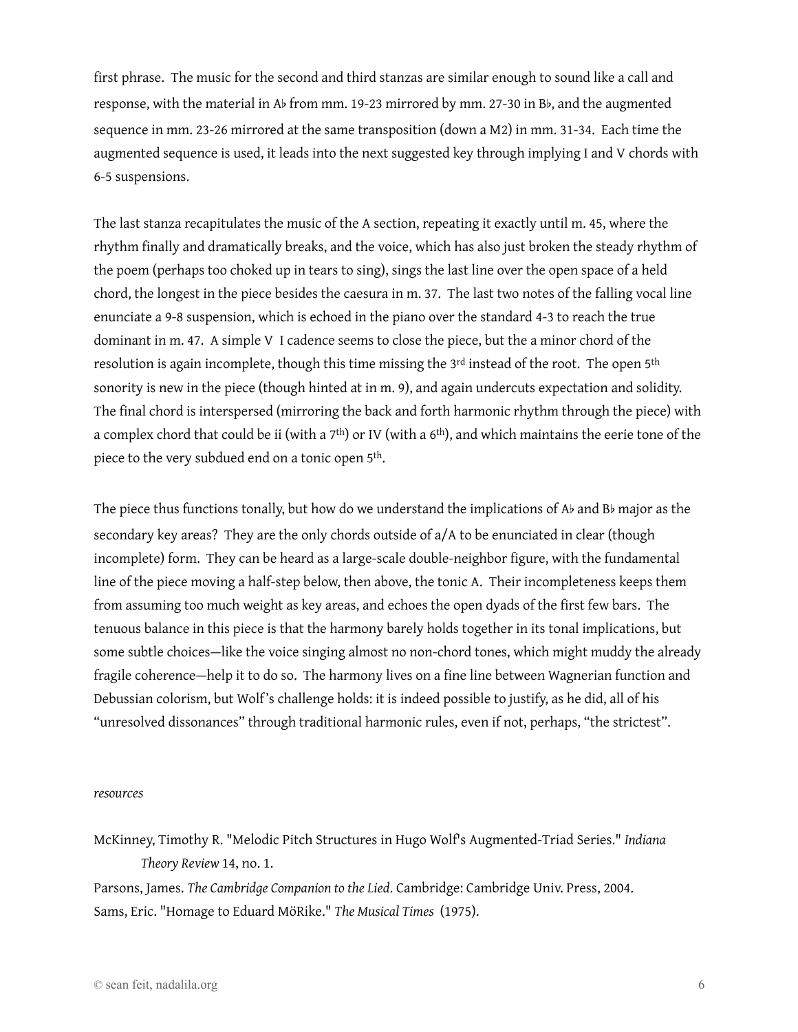first phrase. The music for the second and third stanzas are similar enough to sound like a call and response, with the material in A♭ from mm. 19-23 mirrored by mm. 27-30 in B♭, and the augmented sequence in mm. 23-26 mirrored at the same transposition (down a M2) in mm. 31-34. Each time the augmented sequence is used, it leads into the next suggested key through implying I and V chords with 6-5 suspensions.

The last stanza recapitulates the music of the A section, repeating it exactly until m. 45, where the rhythm finally and dramatically breaks, and the voice, which has also just broken the steady rhythm of the poem (perhaps too choked up in tears to sing), sings the last line over the open space of a held chord, the longest in the piece besides the caesura in m. 37. The last two notes of the falling vocal line enunciate a 9-8 suspension, which is echoed in the piano over the standard 4-3 to reach the true dominant in m. 47. A simple V I cadence seems to close the piece, but the a minor chord of the resolution is again incomplete, though this time missing the 3rd instead of the root. The open 5th sonority is new in the piece (though hinted at in m. 9), and again undercuts expectation and solidity. The final chord is interspersed (mirroring the back and forth harmonic rhythm through the piece) with a complex chord that could be ii (with a 7th) or IV (with a 6th), and which maintains the eerie tone of the piece to the very subdued end on a tonic open 5th.

The piece thus functions tonally, but how do we understand the implications of A♭ and B♭ major as the secondary key areas? They are the only chords outside of a/A to be enunciated in clear (though incomplete) form. They can be heard as a large-scale double-neighbor figure, with the fundamental line of the piece moving a half-step below, then above, the tonic A. Their incompleteness keeps them from assuming too much weight as key areas, and echoes the open dyads of the first few bars. The tenuous balance in this piece is that the harmony barely holds together in its tonal implications, but some subtle choices—like the voice singing almost no non-chord tones, which might muddy the already fragile coherence—help it to do so. The harmony lives on a fine line between Wagnerian function and Debussian colorism, but Wolf's challenge holds: it is indeed possible to justify, as he did, all of his "unresolved dissonances" through traditional harmonic rules, even if not, perhaps, "the strictest".

*resources*

McKinney, Timothy R. "Melodic Pitch Structures in Hugo Wolf's Augmented-Triad Series." *Indiana Theory Review* 14, no. 1.

Parsons, James. *The Cambridge Companion to the Lied*. Cambridge: Cambridge Univ. Press, 2004.

Sams, Eric. "Homage to Eduard MöRike." *The Musical Times* (1975).

© sean feit, nadalila.org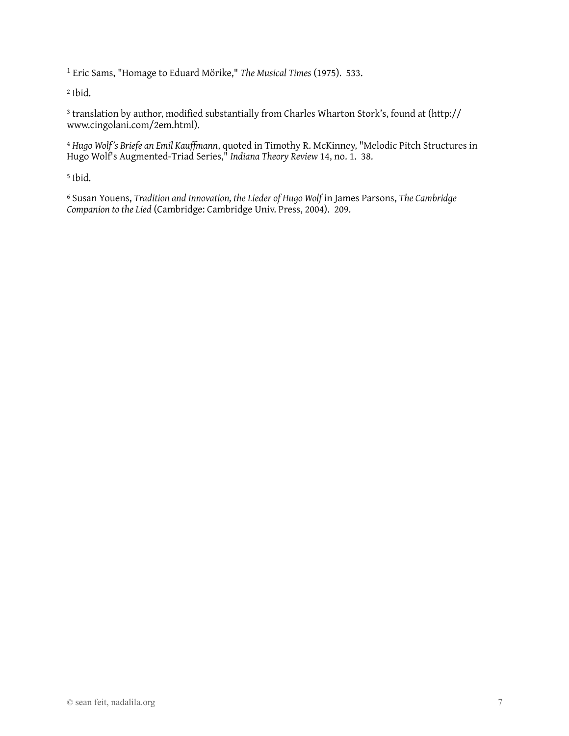[1] Eric Sams, "Homage to Eduard Mörike," *The Musical Times* (1975). 533.

[2] Ibid.

[3] translation by author, modified substantially from Charles Wharton Stork's, found at (http://www.cingolani.com/2em.html).

[4] *Hugo Wolf's Briefe an Emil Kauffmann*, quoted in Timothy R. McKinney, "Melodic Pitch Structures in Hugo Wolf's Augmented-Triad Series," *Indiana Theory Review* 14, no. 1. 38.

[5] Ibid.

[6] Susan Youens, *Tradition and Innovation, the Lieder of Hugo Wolf* in James Parsons, *The Cambridge Companion to the Lied* (Cambridge: Cambridge Univ. Press, 2004). 209.